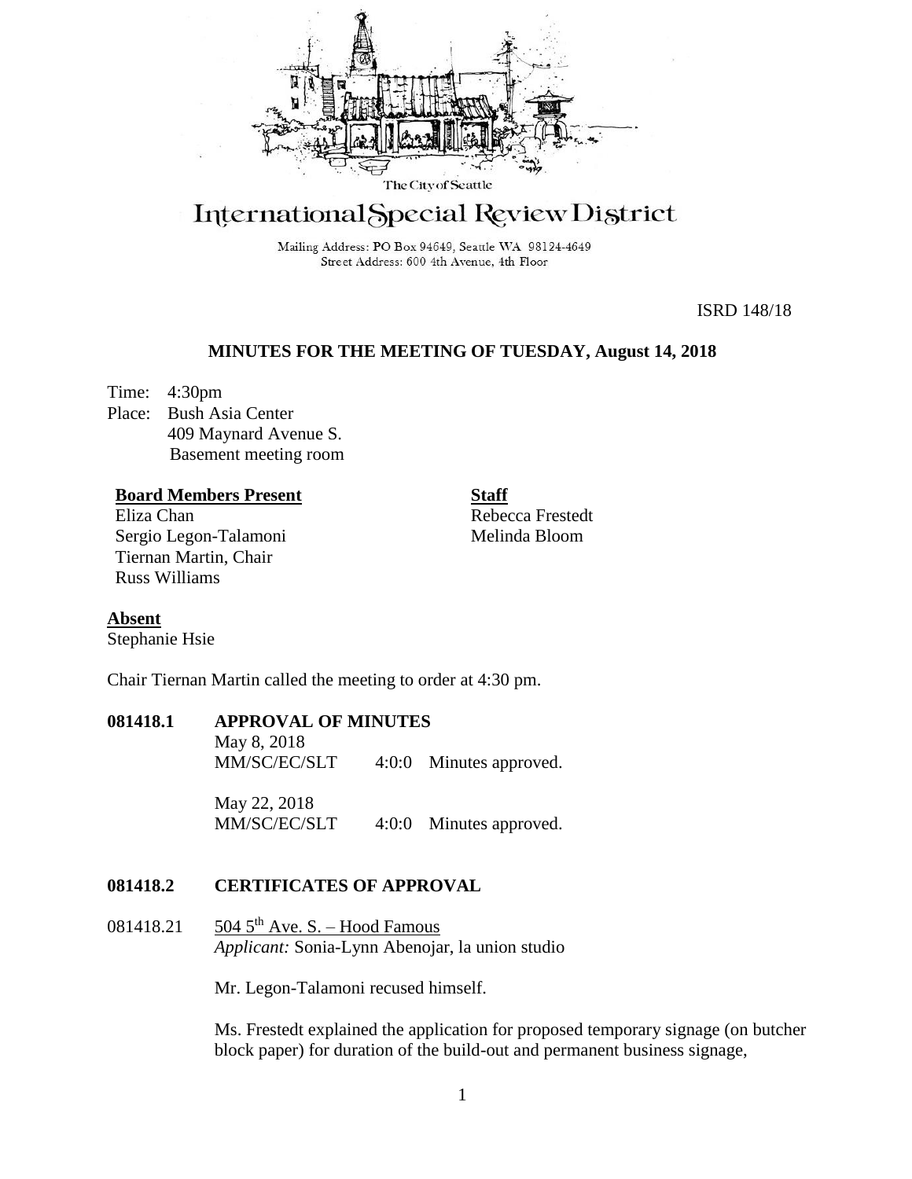The City of Seattle

# International Special Review District

Mailing Address: PO Box 94649, Seattle WA 98124-4649
Street Address: 600 4th Avenue, 4th Floor

ISRD 148/18

## MINUTES FOR THE MEETING OF TUESDAY, August 14, 2018

Time: 4:30pm
Place: Bush Asia Center
409 Maynard Avenue S.
Basement meeting room

**Board Members Present**
Eliza Chan
Sergio Legon-Talamoni
Tiernan Martin, Chair
Russ Williams

**Staff**
Rebecca Frestedt
Melinda Bloom

**Absent**
Stephanie Hsie

Chair Tiernan Martin called the meeting to order at 4:30 pm.

### 081418.1 APPROVAL OF MINUTES

May 8, 2018
MM/SC/EC/SLT 4:0:0 Minutes approved.

May 22, 2018
MM/SC/EC/SLT 4:0:0 Minutes approved.

### 081418.2 CERTIFICATES OF APPROVAL

081418.21 504 5th Ave. S. – Hood Famous
*Applicant:* Sonia-Lynn Abenojar, la union studio

Mr. Legon-Talamoni recused himself.

Ms. Frestedt explained the application for proposed temporary signage (on butcher block paper) for duration of the build-out and permanent business signage,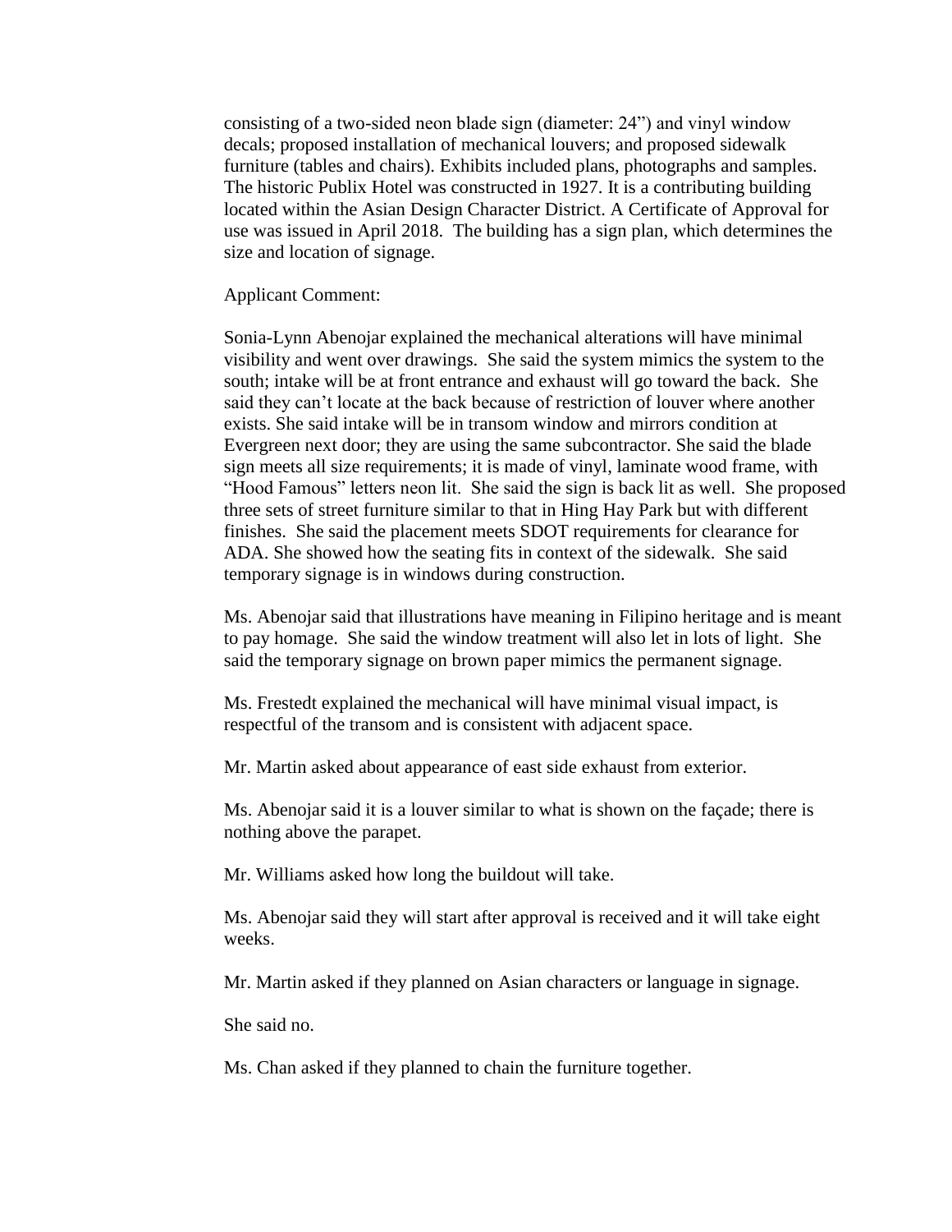consisting of a two-sided neon blade sign (diameter: 24") and vinyl window decals; proposed installation of mechanical louvers; and proposed sidewalk furniture (tables and chairs). Exhibits included plans, photographs and samples. The historic Publix Hotel was constructed in 1927. It is a contributing building located within the Asian Design Character District. A Certificate of Approval for use was issued in April 2018. The building has a sign plan, which determines the size and location of signage.

Applicant Comment:

Sonia-Lynn Abenojar explained the mechanical alterations will have minimal visibility and went over drawings. She said the system mimics the system to the south; intake will be at front entrance and exhaust will go toward the back. She said they can't locate at the back because of restriction of louver where another exists. She said intake will be in transom window and mirrors condition at Evergreen next door; they are using the same subcontractor. She said the blade sign meets all size requirements; it is made of vinyl, laminate wood frame, with "Hood Famous" letters neon lit. She said the sign is back lit as well. She proposed three sets of street furniture similar to that in Hing Hay Park but with different finishes. She said the placement meets SDOT requirements for clearance for ADA. She showed how the seating fits in context of the sidewalk. She said temporary signage is in windows during construction.

Ms. Abenojar said that illustrations have meaning in Filipino heritage and is meant to pay homage. She said the window treatment will also let in lots of light. She said the temporary signage on brown paper mimics the permanent signage.

Ms. Frestedt explained the mechanical will have minimal visual impact, is respectful of the transom and is consistent with adjacent space.

Mr. Martin asked about appearance of east side exhaust from exterior.

Ms. Abenojar said it is a louver similar to what is shown on the façade; there is nothing above the parapet.

Mr. Williams asked how long the buildout will take.

Ms. Abenojar said they will start after approval is received and it will take eight weeks.

Mr. Martin asked if they planned on Asian characters or language in signage.

She said no.

Ms. Chan asked if they planned to chain the furniture together.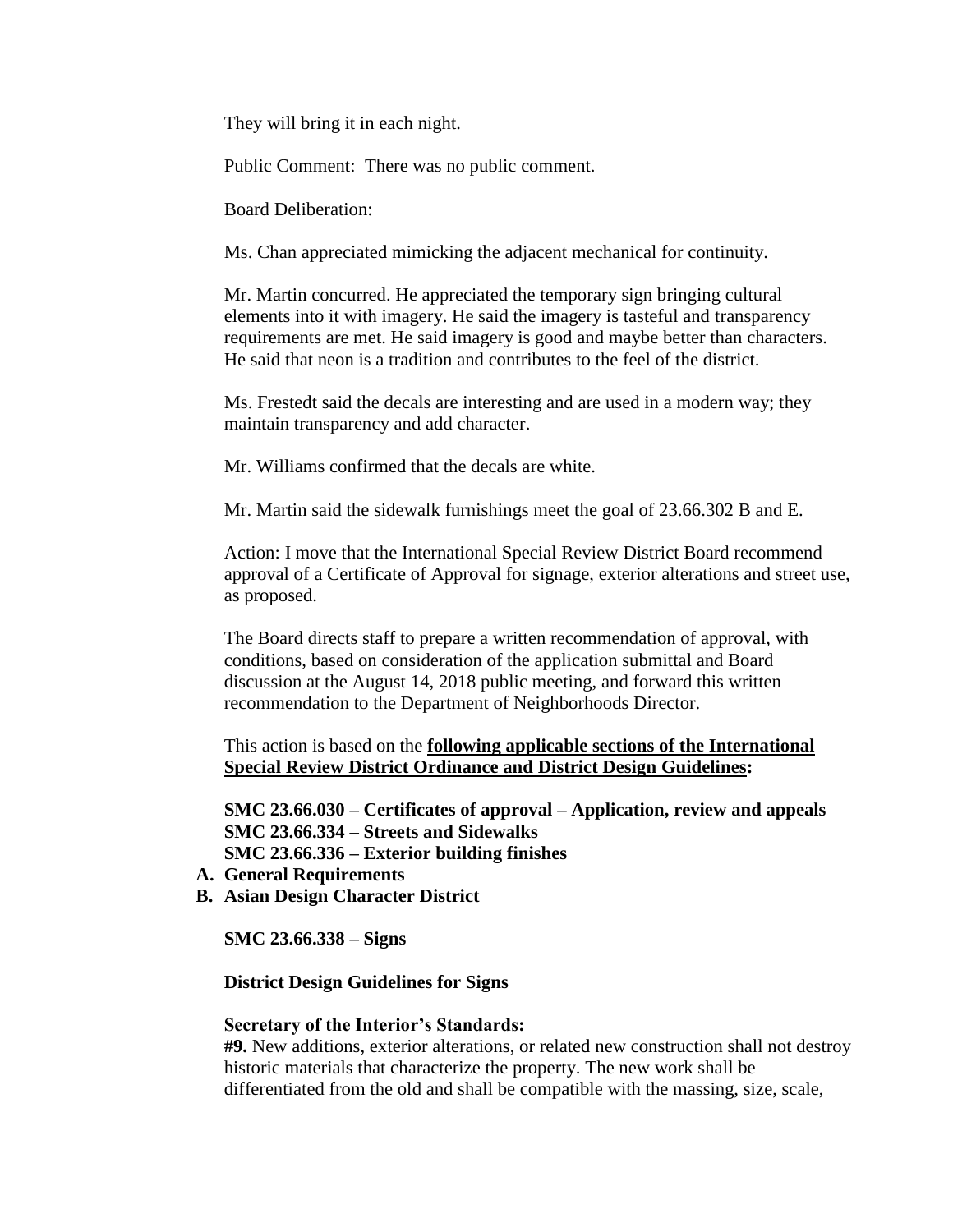They will bring it in each night.

Public Comment: There was no public comment.

Board Deliberation:

Ms. Chan appreciated mimicking the adjacent mechanical for continuity.

Mr. Martin concurred. He appreciated the temporary sign bringing cultural elements into it with imagery. He said the imagery is tasteful and transparency requirements are met. He said imagery is good and maybe better than characters. He said that neon is a tradition and contributes to the feel of the district.

Ms. Frestedt said the decals are interesting and are used in a modern way; they maintain transparency and add character.

Mr. Williams confirmed that the decals are white.

Mr. Martin said the sidewalk furnishings meet the goal of 23.66.302 B and E.

Action: I move that the International Special Review District Board recommend approval of a Certificate of Approval for signage, exterior alterations and street use, as proposed.

The Board directs staff to prepare a written recommendation of approval, with conditions, based on consideration of the application submittal and Board discussion at the August 14, 2018 public meeting, and forward this written recommendation to the Department of Neighborhoods Director.

This action is based on the **following applicable sections of the International Special Review District Ordinance and District Design Guidelines:**

**SMC 23.66.030 – Certificates of approval – Application, review and appeals**
**SMC 23.66.334 – Streets and Sidewalks**
**SMC 23.66.336 – Exterior building finishes**

**A. General Requirements**
**B. Asian Design Character District**

**SMC 23.66.338 – Signs**

**District Design Guidelines for Signs**

**Secretary of the Interior's Standards:**
**#9.** New additions, exterior alterations, or related new construction shall not destroy historic materials that characterize the property. The new work shall be differentiated from the old and shall be compatible with the massing, size, scale,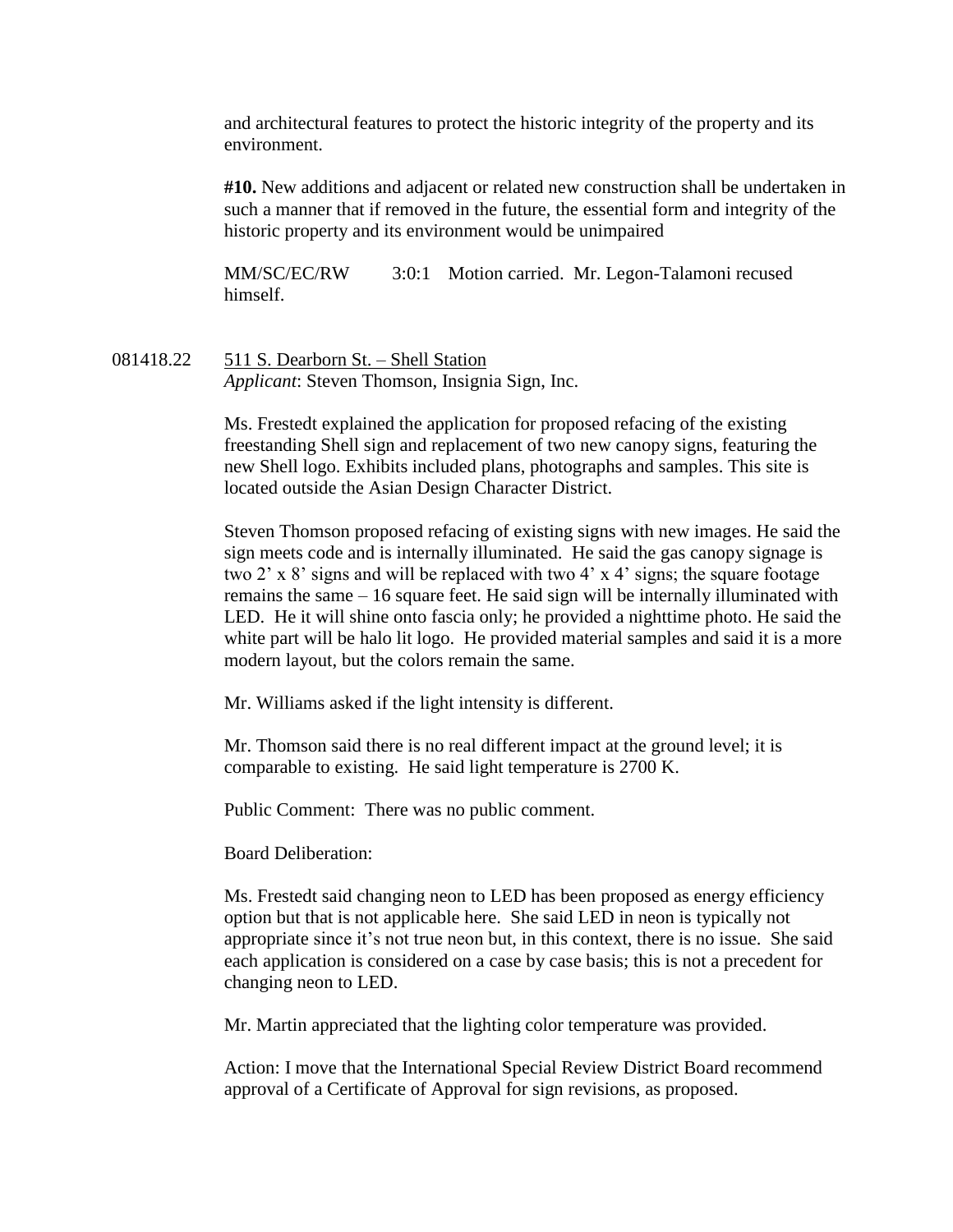and architectural features to protect the historic integrity of the property and its environment.

**#10.** New additions and adjacent or related new construction shall be undertaken in such a manner that if removed in the future, the essential form and integrity of the historic property and its environment would be unimpaired

MM/SC/EC/RW 3:0:1 Motion carried. Mr. Legon-Talamoni recused himself.

081418.22 511 S. Dearborn St. – Shell Station
*Applicant*: Steven Thomson, Insignia Sign, Inc.

Ms. Frestedt explained the application for proposed refacing of the existing freestanding Shell sign and replacement of two new canopy signs, featuring the new Shell logo. Exhibits included plans, photographs and samples. This site is located outside the Asian Design Character District.

Steven Thomson proposed refacing of existing signs with new images. He said the sign meets code and is internally illuminated. He said the gas canopy signage is two 2' x 8' signs and will be replaced with two 4' x 4' signs; the square footage remains the same – 16 square feet. He said sign will be internally illuminated with LED. He it will shine onto fascia only; he provided a nighttime photo. He said the white part will be halo lit logo. He provided material samples and said it is a more modern layout, but the colors remain the same.

Mr. Williams asked if the light intensity is different.

Mr. Thomson said there is no real different impact at the ground level; it is comparable to existing. He said light temperature is 2700 K.

Public Comment: There was no public comment.

Board Deliberation:

Ms. Frestedt said changing neon to LED has been proposed as energy efficiency option but that is not applicable here. She said LED in neon is typically not appropriate since it's not true neon but, in this context, there is no issue. She said each application is considered on a case by case basis; this is not a precedent for changing neon to LED.

Mr. Martin appreciated that the lighting color temperature was provided.

Action: I move that the International Special Review District Board recommend approval of a Certificate of Approval for sign revisions, as proposed.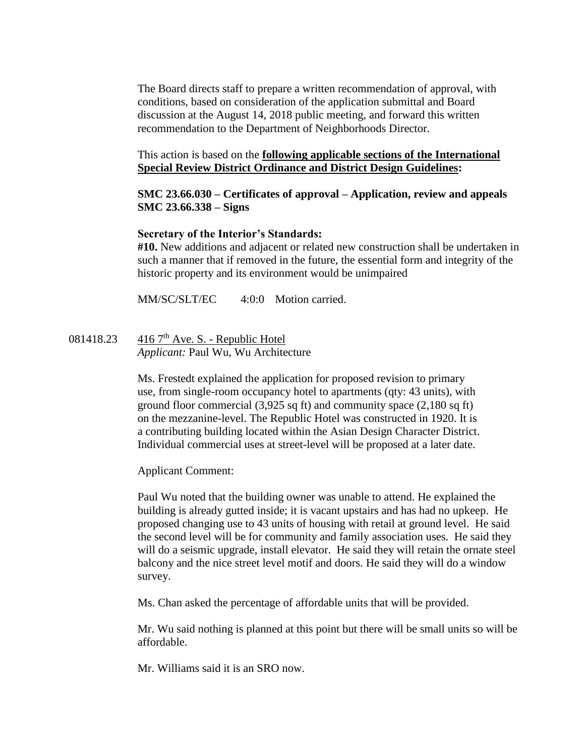The Board directs staff to prepare a written recommendation of approval, with conditions, based on consideration of the application submittal and Board discussion at the August 14, 2018 public meeting, and forward this written recommendation to the Department of Neighborhoods Director.

This action is based on the **following applicable sections of the International Special Review District Ordinance and District Design Guidelines:**

**SMC 23.66.030 – Certificates of approval – Application, review and appeals**
**SMC 23.66.338 – Signs**

**Secretary of the Interior's Standards:**
**#10.** New additions and adjacent or related new construction shall be undertaken in such a manner that if removed in the future, the essential form and integrity of the historic property and its environment would be unimpaired

MM/SC/SLT/EC 4:0:0 Motion carried.

081418.23 416 7th Ave. S. - Republic Hotel
*Applicant:* Paul Wu, Wu Architecture

Ms. Frestedt explained the application for proposed revision to primary use, from single-room occupancy hotel to apartments (qty: 43 units), with ground floor commercial (3,925 sq ft) and community space (2,180 sq ft) on the mezzanine-level. The Republic Hotel was constructed in 1920. It is a contributing building located within the Asian Design Character District. Individual commercial uses at street-level will be proposed at a later date.

Applicant Comment:

Paul Wu noted that the building owner was unable to attend. He explained the building is already gutted inside; it is vacant upstairs and has had no upkeep. He proposed changing use to 43 units of housing with retail at ground level. He said the second level will be for community and family association uses. He said they will do a seismic upgrade, install elevator. He said they will retain the ornate steel balcony and the nice street level motif and doors. He said they will do a window survey.

Ms. Chan asked the percentage of affordable units that will be provided.

Mr. Wu said nothing is planned at this point but there will be small units so will be affordable.

Mr. Williams said it is an SRO now.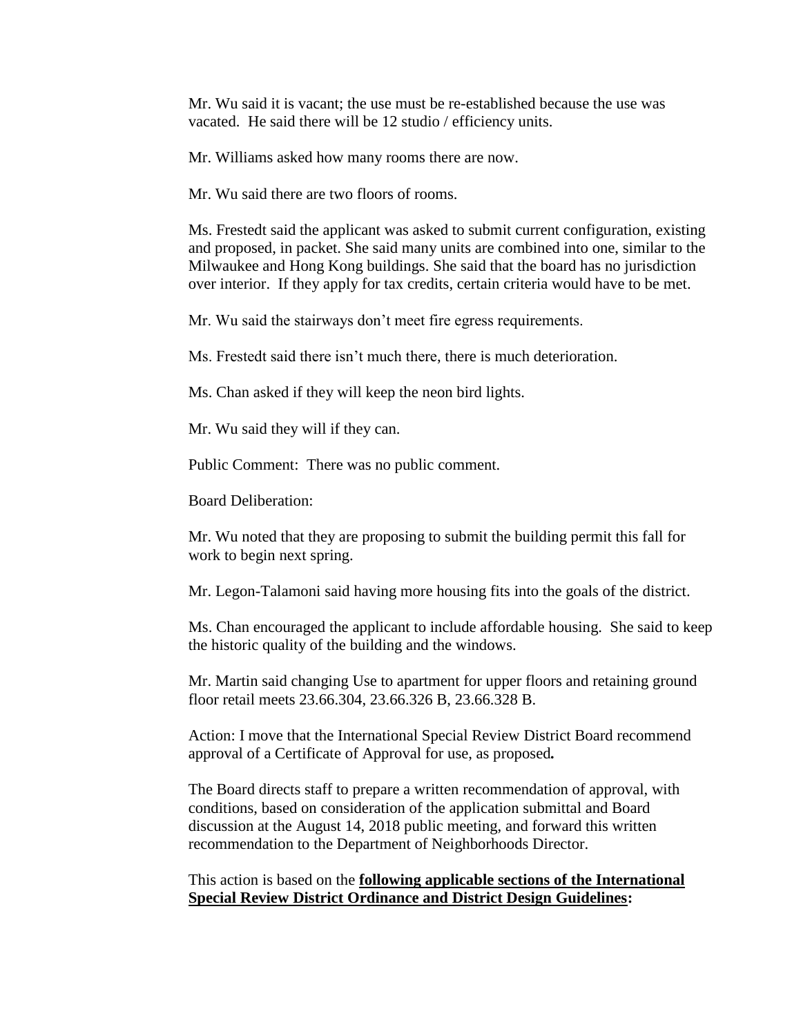Mr. Wu said it is vacant; the use must be re-established because the use was vacated. He said there will be 12 studio / efficiency units.

Mr. Williams asked how many rooms there are now.

Mr. Wu said there are two floors of rooms.

Ms. Frestedt said the applicant was asked to submit current configuration, existing and proposed, in packet. She said many units are combined into one, similar to the Milwaukee and Hong Kong buildings. She said that the board has no jurisdiction over interior. If they apply for tax credits, certain criteria would have to be met.

Mr. Wu said the stairways don't meet fire egress requirements.

Ms. Frestedt said there isn't much there, there is much deterioration.

Ms. Chan asked if they will keep the neon bird lights.

Mr. Wu said they will if they can.

Public Comment: There was no public comment.

Board Deliberation:

Mr. Wu noted that they are proposing to submit the building permit this fall for work to begin next spring.

Mr. Legon-Talamoni said having more housing fits into the goals of the district.

Ms. Chan encouraged the applicant to include affordable housing. She said to keep the historic quality of the building and the windows.

Mr. Martin said changing Use to apartment for upper floors and retaining ground floor retail meets 23.66.304, 23.66.326 B, 23.66.328 B.

Action: I move that the International Special Review District Board recommend approval of a Certificate of Approval for use, as proposed**.**

The Board directs staff to prepare a written recommendation of approval, with conditions, based on consideration of the application submittal and Board discussion at the August 14, 2018 public meeting, and forward this written recommendation to the Department of Neighborhoods Director.

This action is based on the **following applicable sections of the International Special Review District Ordinance and District Design Guidelines:**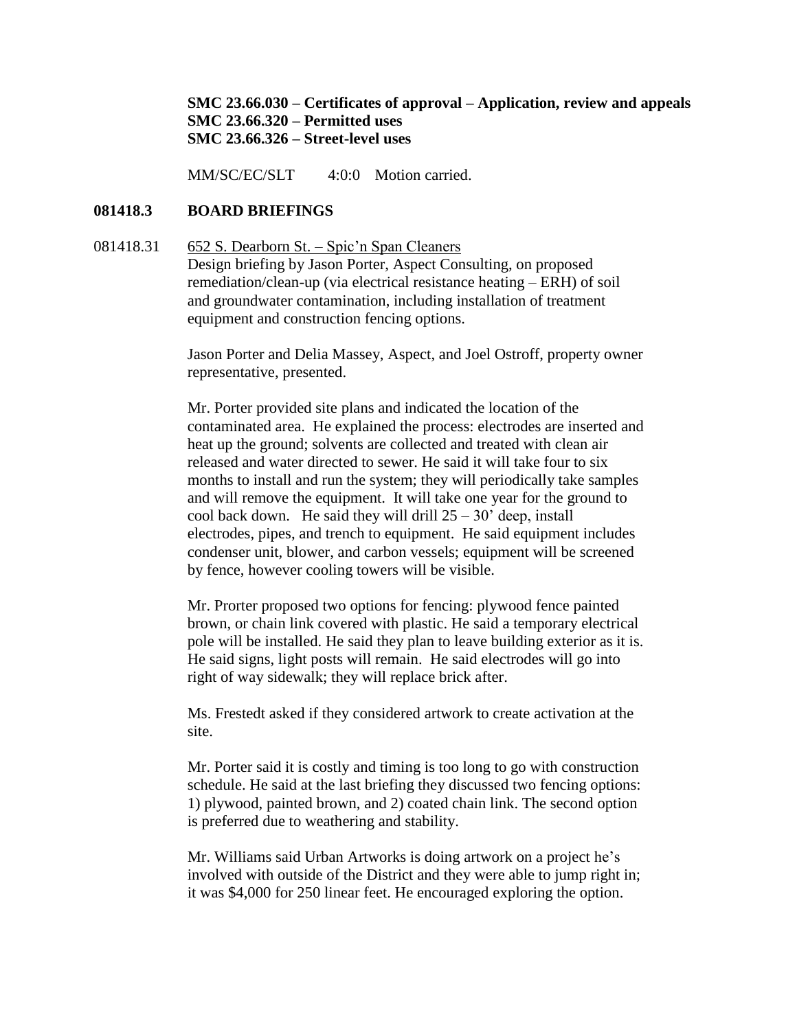**SMC 23.66.030 – Certificates of approval – Application, review and appeals**
**SMC 23.66.320 – Permitted uses**
**SMC 23.66.326 – Street-level uses**

MM/SC/EC/SLT    4:0:0   Motion carried.

## 081418.3 BOARD BRIEFINGS

081418.31 652 S. Dearborn St. – Spic'n Span Cleaners
Design briefing by Jason Porter, Aspect Consulting, on proposed remediation/clean-up (via electrical resistance heating – ERH) of soil and groundwater contamination, including installation of treatment equipment and construction fencing options.

Jason Porter and Delia Massey, Aspect, and Joel Ostroff, property owner representative, presented.

Mr. Porter provided site plans and indicated the location of the contaminated area. He explained the process: electrodes are inserted and heat up the ground; solvents are collected and treated with clean air released and water directed to sewer. He said it will take four to six months to install and run the system; they will periodically take samples and will remove the equipment. It will take one year for the ground to cool back down. He said they will drill 25 – 30' deep, install electrodes, pipes, and trench to equipment. He said equipment includes condenser unit, blower, and carbon vessels; equipment will be screened by fence, however cooling towers will be visible.

Mr. Prorter proposed two options for fencing: plywood fence painted brown, or chain link covered with plastic. He said a temporary electrical pole will be installed. He said they plan to leave building exterior as it is. He said signs, light posts will remain. He said electrodes will go into right of way sidewalk; they will replace brick after.

Ms. Frestedt asked if they considered artwork to create activation at the site.

Mr. Porter said it is costly and timing is too long to go with construction schedule. He said at the last briefing they discussed two fencing options: 1) plywood, painted brown, and 2) coated chain link. The second option is preferred due to weathering and stability.

Mr. Williams said Urban Artworks is doing artwork on a project he's involved with outside of the District and they were able to jump right in; it was $4,000 for 250 linear feet. He encouraged exploring the option.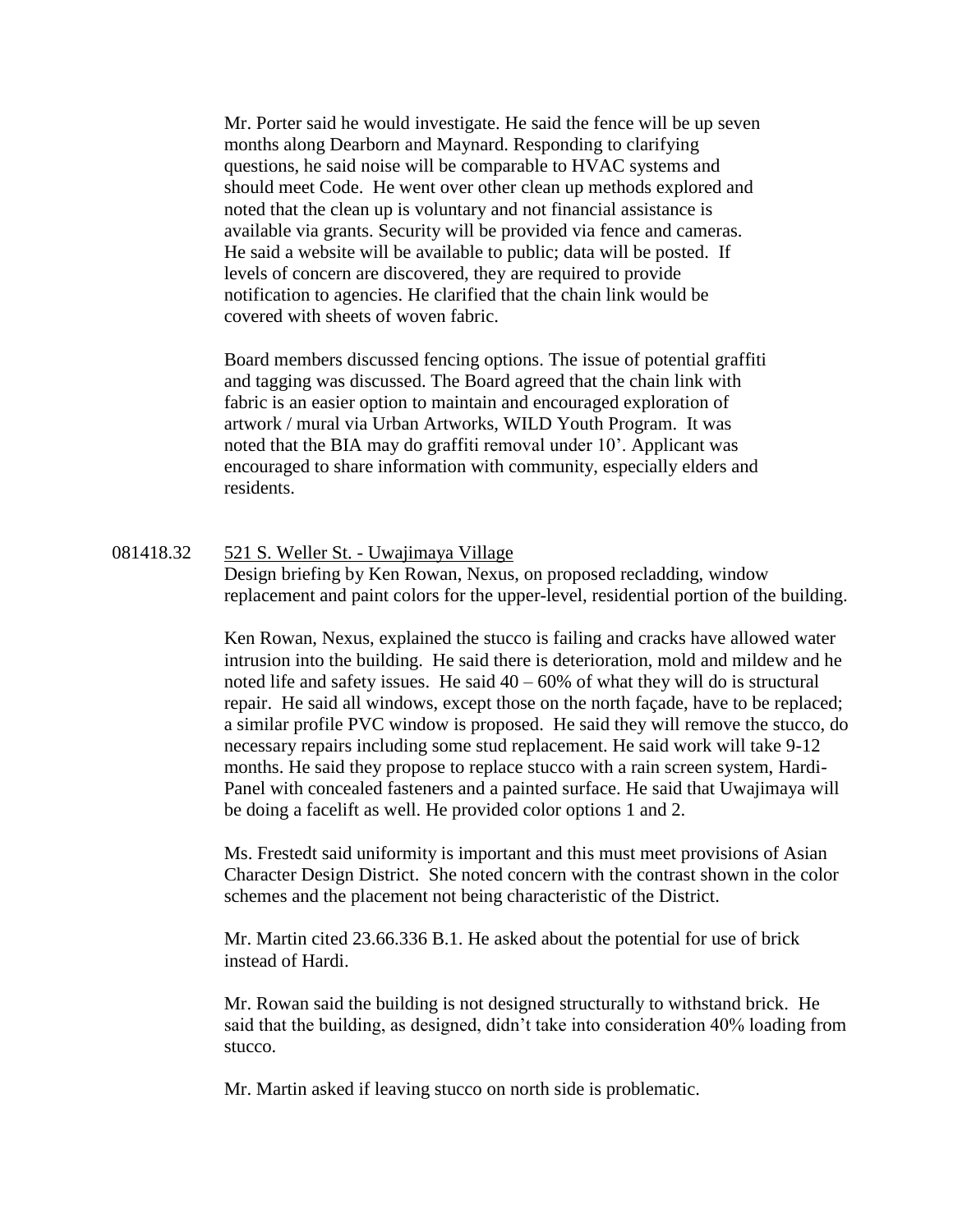Mr. Porter said he would investigate. He said the fence will be up seven months along Dearborn and Maynard. Responding to clarifying questions, he said noise will be comparable to HVAC systems and should meet Code. He went over other clean up methods explored and noted that the clean up is voluntary and not financial assistance is available via grants. Security will be provided via fence and cameras. He said a website will be available to public; data will be posted. If levels of concern are discovered, they are required to provide notification to agencies. He clarified that the chain link would be covered with sheets of woven fabric.

Board members discussed fencing options. The issue of potential graffiti and tagging was discussed. The Board agreed that the chain link with fabric is an easier option to maintain and encouraged exploration of artwork / mural via Urban Artworks, WILD Youth Program. It was noted that the BIA may do graffiti removal under 10'. Applicant was encouraged to share information with community, especially elders and residents.

081418.32 521 S. Weller St. - Uwajimaya Village

Design briefing by Ken Rowan, Nexus, on proposed recladding, window replacement and paint colors for the upper-level, residential portion of the building.

Ken Rowan, Nexus, explained the stucco is failing and cracks have allowed water intrusion into the building. He said there is deterioration, mold and mildew and he noted life and safety issues. He said 40 – 60% of what they will do is structural repair. He said all windows, except those on the north façade, have to be replaced; a similar profile PVC window is proposed. He said they will remove the stucco, do necessary repairs including some stud replacement. He said work will take 9-12 months. He said they propose to replace stucco with a rain screen system, Hardi-Panel with concealed fasteners and a painted surface. He said that Uwajimaya will be doing a facelift as well. He provided color options 1 and 2.

Ms. Frestedt said uniformity is important and this must meet provisions of Asian Character Design District. She noted concern with the contrast shown in the color schemes and the placement not being characteristic of the District.

Mr. Martin cited 23.66.336 B.1. He asked about the potential for use of brick instead of Hardi.

Mr. Rowan said the building is not designed structurally to withstand brick. He said that the building, as designed, didn't take into consideration 40% loading from stucco.

Mr. Martin asked if leaving stucco on north side is problematic.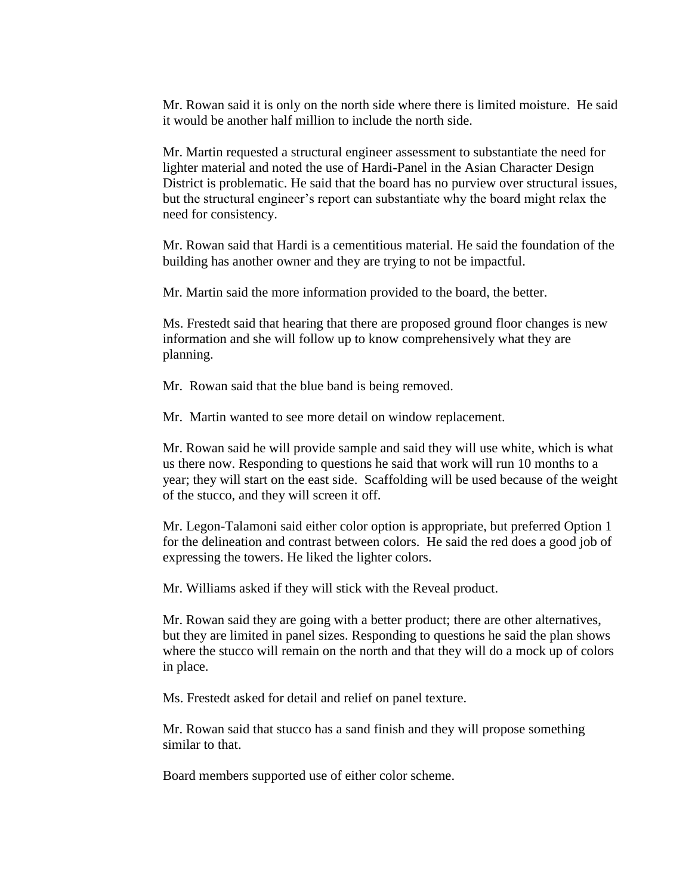Mr. Rowan said it is only on the north side where there is limited moisture. He said it would be another half million to include the north side.

Mr. Martin requested a structural engineer assessment to substantiate the need for lighter material and noted the use of Hardi-Panel in the Asian Character Design District is problematic. He said that the board has no purview over structural issues, but the structural engineer's report can substantiate why the board might relax the need for consistency.

Mr. Rowan said that Hardi is a cementitious material. He said the foundation of the building has another owner and they are trying to not be impactful.

Mr. Martin said the more information provided to the board, the better.

Ms. Frestedt said that hearing that there are proposed ground floor changes is new information and she will follow up to know comprehensively what they are planning.

Mr. Rowan said that the blue band is being removed.

Mr. Martin wanted to see more detail on window replacement.

Mr. Rowan said he will provide sample and said they will use white, which is what us there now. Responding to questions he said that work will run 10 months to a year; they will start on the east side. Scaffolding will be used because of the weight of the stucco, and they will screen it off.

Mr. Legon-Talamoni said either color option is appropriate, but preferred Option 1 for the delineation and contrast between colors. He said the red does a good job of expressing the towers. He liked the lighter colors.

Mr. Williams asked if they will stick with the Reveal product.

Mr. Rowan said they are going with a better product; there are other alternatives, but they are limited in panel sizes. Responding to questions he said the plan shows where the stucco will remain on the north and that they will do a mock up of colors in place.

Ms. Frestedt asked for detail and relief on panel texture.

Mr. Rowan said that stucco has a sand finish and they will propose something similar to that.

Board members supported use of either color scheme.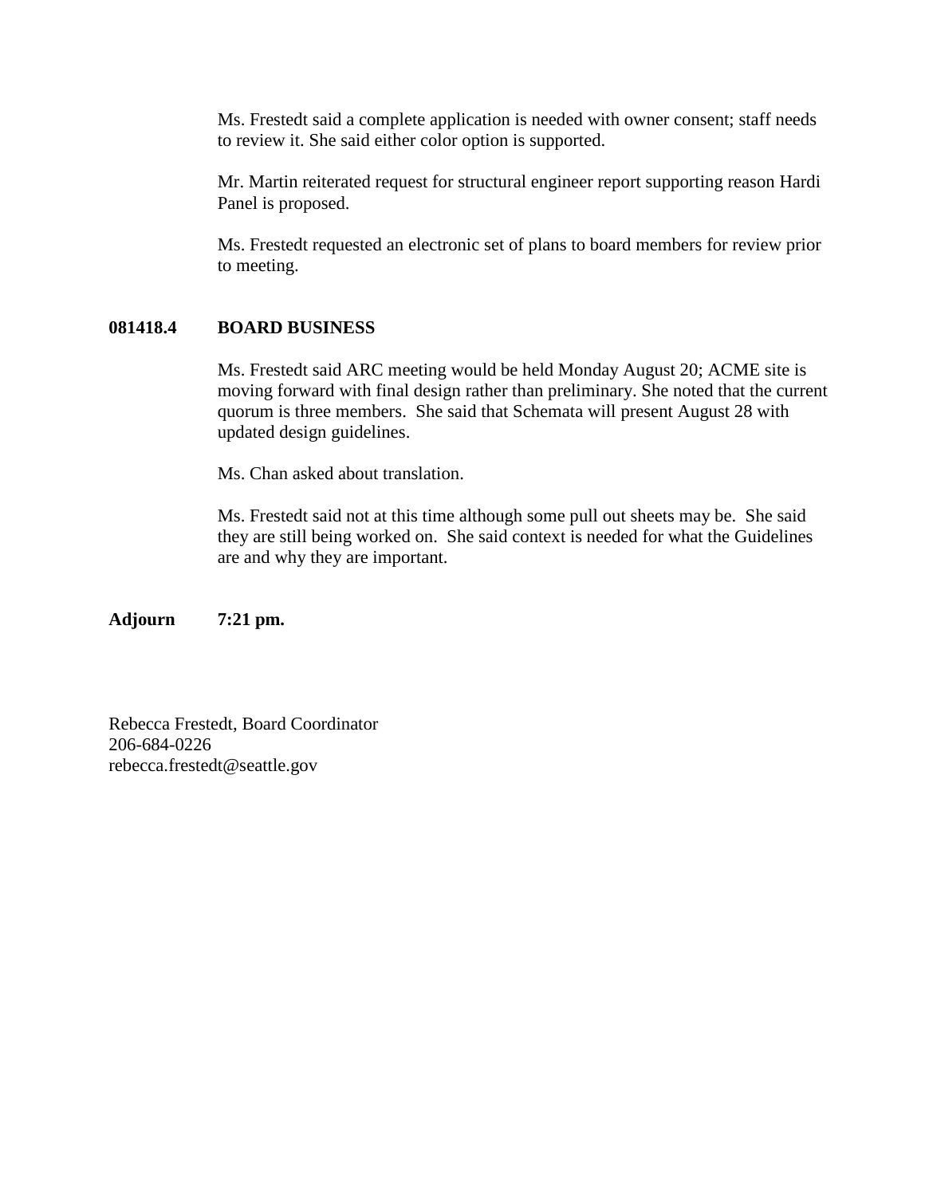Ms. Frestedt said a complete application is needed with owner consent; staff needs to review it. She said either color option is supported.

Mr. Martin reiterated request for structural engineer report supporting reason Hardi Panel is proposed.

Ms. Frestedt requested an electronic set of plans to board members for review prior to meeting.

**081418.4 BOARD BUSINESS**

Ms. Frestedt said ARC meeting would be held Monday August 20; ACME site is moving forward with final design rather than preliminary. She noted that the current quorum is three members. She said that Schemata will present August 28 with updated design guidelines.

Ms. Chan asked about translation.

Ms. Frestedt said not at this time although some pull out sheets may be. She said they are still being worked on. She said context is needed for what the Guidelines are and why they are important.

**Adjourn 7:21 pm.**

Rebecca Frestedt, Board Coordinator
206-684-0226
rebecca.frestedt@seattle.gov